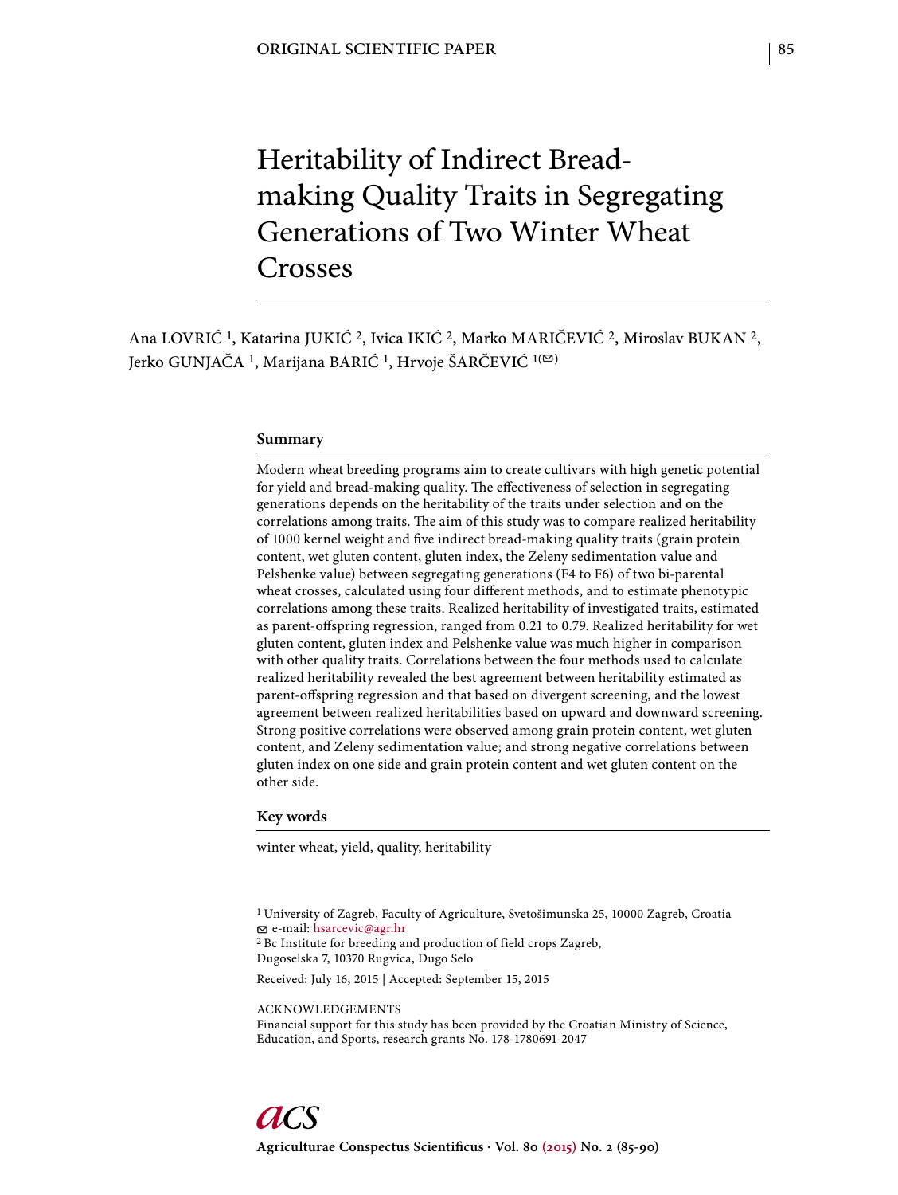ORIGINAL SCIENTIFIC PAPER

# Heritability of Indirect Bread-making Quality Traits in Segregating Generations of Two Winter Wheat Crosses

Ana LOVRIĆ [1], Katarina JUKIĆ [2], Ivica IKIĆ [2], Marko MARIČEVIĆ [2], Miroslav BUKAN [2], Jerko GUNJAČA [1], Marijana BARIĆ [1], Hrvoje ŠARČEVIĆ [1(✉)]

## Summary

Modern wheat breeding programs aim to create cultivars with high genetic potential for yield and bread-making quality. The effectiveness of selection in segregating generations depends on the heritability of the traits under selection and on the correlations among traits. The aim of this study was to compare realized heritability of 1000 kernel weight and five indirect bread-making quality traits (grain protein content, wet gluten content, gluten index, the Zeleny sedimentation value and Pelshenke value) between segregating generations (F4 to F6) of two bi-parental wheat crosses, calculated using four different methods, and to estimate phenotypic correlations among these traits. Realized heritability of investigated traits, estimated as parent-offspring regression, ranged from 0.21 to 0.79. Realized heritability for wet gluten content, gluten index and Pelshenke value was much higher in comparison with other quality traits. Correlations between the four methods used to calculate realized heritability revealed the best agreement between heritability estimated as parent-offspring regression and that based on divergent screening, and the lowest agreement between realized heritabilities based on upward and downward screening. Strong positive correlations were observed among grain protein content, wet gluten content, and Zeleny sedimentation value; and strong negative correlations between gluten index on one side and grain protein content and wet gluten content on the other side.

## Key words

winter wheat, yield, quality, heritability

[1] University of Zagreb, Faculty of Agriculture, Svetošimunska 25, 10000 Zagreb, Croatia
✉ e-mail: hsarcevic@agr.hr
[2] Bc Institute for breeding and production of field crops Zagreb, Dugoselska 7, 10370 Rugvica, Dugo Selo

Received: July 16, 2015 | Accepted: September 15, 2015

ACKNOWLEDGEMENTS
Financial support for this study has been provided by the Croatian Ministry of Science, Education, and Sports, research grants No. 178-1780691-2047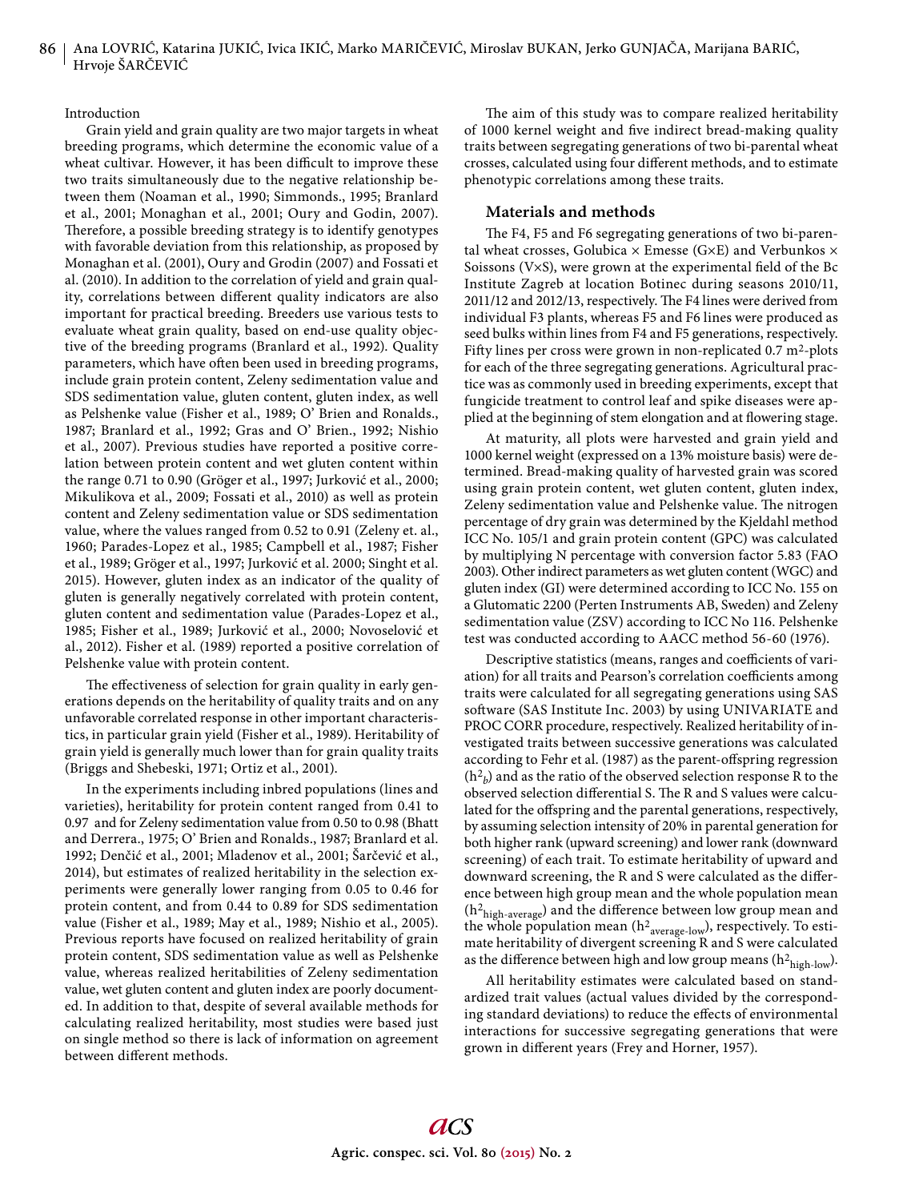Introduction

Grain yield and grain quality are two major targets in wheat breeding programs, which determine the economic value of a wheat cultivar. However, it has been difficult to improve these two traits simultaneously due to the negative relationship between them (Noaman et al., 1990; Simmonds., 1995; Branlard et al., 2001; Monaghan et al., 2001; Oury and Godin, 2007). Therefore, a possible breeding strategy is to identify genotypes with favorable deviation from this relationship, as proposed by Monaghan et al. (2001), Oury and Grodin (2007) and Fossati et al. (2010). In addition to the correlation of yield and grain quality, correlations between different quality indicators are also important for practical breeding. Breeders use various tests to evaluate wheat grain quality, based on end-use quality objective of the breeding programs (Branlard et al., 1992). Quality parameters, which have often been used in breeding programs, include grain protein content, Zeleny sedimentation value and SDS sedimentation value, gluten content, gluten index, as well as Pelshenke value (Fisher et al., 1989; O' Brien and Ronalds., 1987; Branlard et al., 1992; Gras and O' Brien., 1992; Nishio et al., 2007). Previous studies have reported a positive correlation between protein content and wet gluten content within the range 0.71 to 0.90 (Gröger et al., 1997; Jurković et al., 2000; Mikulikova et al., 2009; Fossati et al., 2010) as well as protein content and Zeleny sedimentation value or SDS sedimentation value, where the values ranged from 0.52 to 0.91 (Zeleny et. al., 1960; Parades-Lopez et al., 1985; Campbell et al., 1987; Fisher et al., 1989; Gröger et al., 1997; Jurković et al. 2000; Singht et al. 2015). However, gluten index as an indicator of the quality of gluten is generally negatively correlated with protein content, gluten content and sedimentation value (Parades-Lopez et al., 1985; Fisher et al., 1989; Jurković et al., 2000; Novoselović et al., 2012). Fisher et al. (1989) reported a positive correlation of Pelshenke value with protein content.

The effectiveness of selection for grain quality in early generations depends on the heritability of quality traits and on any unfavorable correlated response in other important characteristics, in particular grain yield (Fisher et al., 1989). Heritability of grain yield is generally much lower than for grain quality traits (Briggs and Shebeski, 1971; Ortiz et al., 2001).

In the experiments including inbred populations (lines and varieties), heritability for protein content ranged from 0.41 to 0.97 and for Zeleny sedimentation value from 0.50 to 0.98 (Bhatt and Derrera., 1975; O' Brien and Ronalds., 1987; Branlard et al. 1992; Denčić et al., 2001; Mladenov et al., 2001; Šarčević et al., 2014), but estimates of realized heritability in the selection experiments were generally lower ranging from 0.05 to 0.46 for protein content, and from 0.44 to 0.89 for SDS sedimentation value (Fisher et al., 1989; May et al., 1989; Nishio et al., 2005). Previous reports have focused on realized heritability of grain protein content, SDS sedimentation value as well as Pelshenke value, whereas realized heritabilities of Zeleny sedimentation value, wet gluten content and gluten index are poorly documented. In addition to that, despite of several available methods for calculating realized heritability, most studies were based just on single method so there is lack of information on agreement between different methods.

The aim of this study was to compare realized heritability of 1000 kernel weight and five indirect bread-making quality traits between segregating generations of two bi-parental wheat crosses, calculated using four different methods, and to estimate phenotypic correlations among these traits.

## Materials and methods

The F4, F5 and F6 segregating generations of two bi-parental wheat crosses, Golubica × Emesse (G×E) and Verbunkos × Soissons (V×S), were grown at the experimental field of the Bc Institute Zagreb at location Botinec during seasons 2010/11, 2011/12 and 2012/13, respectively. The F4 lines were derived from individual F3 plants, whereas F5 and F6 lines were produced as seed bulks within lines from F4 and F5 generations, respectively. Fifty lines per cross were grown in non-replicated 0.7 $m^2$-plots for each of the three segregating generations. Agricultural practice was as commonly used in breeding experiments, except that fungicide treatment to control leaf and spike diseases were applied at the beginning of stem elongation and at flowering stage.

At maturity, all plots were harvested and grain yield and 1000 kernel weight (expressed on a 13% moisture basis) were determined. Bread-making quality of harvested grain was scored using grain protein content, wet gluten content, gluten index, Zeleny sedimentation value and Pelshenke value. The nitrogen percentage of dry grain was determined by the Kjeldahl method ICC No. 105/1 and grain protein content (GPC) was calculated by multiplying N percentage with conversion factor 5.83 (FAO 2003). Other indirect parameters as wet gluten content (WGC) and gluten index (GI) were determined according to ICC No. 155 on a Glutomatic 2200 (Perten Instruments AB, Sweden) and Zeleny sedimentation value (ZSV) according to ICC No 116. Pelshenke test was conducted according to AACC method 56-60 (1976).

Descriptive statistics (means, ranges and coefficients of variation) for all traits and Pearson's correlation coefficients among traits were calculated for all segregating generations using SAS software (SAS Institute Inc. 2003) by using UNIVARIATE and PROC CORR procedure, respectively. Realized heritability of investigated traits between successive generations was calculated according to Fehr et al. (1987) as the parent-offspring regression ($h^2_b$) and as the ratio of the observed selection response R to the observed selection differential S. The R and S values were calculated for the offspring and the parental generations, respectively, by assuming selection intensity of 20% in parental generation for both higher rank (upward screening) and lower rank (downward screening) of each trait. To estimate heritability of upward and downward screening, the R and S were calculated as the difference between high group mean and the whole population mean ($h^2_{high\text{-}average}$) and the difference between low group mean and the whole population mean ($h^2_{average\text{-}low}$), respectively. To estimate heritability of divergent screening R and S were calculated as the difference between high and low group means ($h^2_{high\text{-}low}$).

All heritability estimates were calculated based on standardized trait values (actual values divided by the corresponding standard deviations) to reduce the effects of environmental interactions for successive segregating generations that were grown in different years (Frey and Horner, 1957).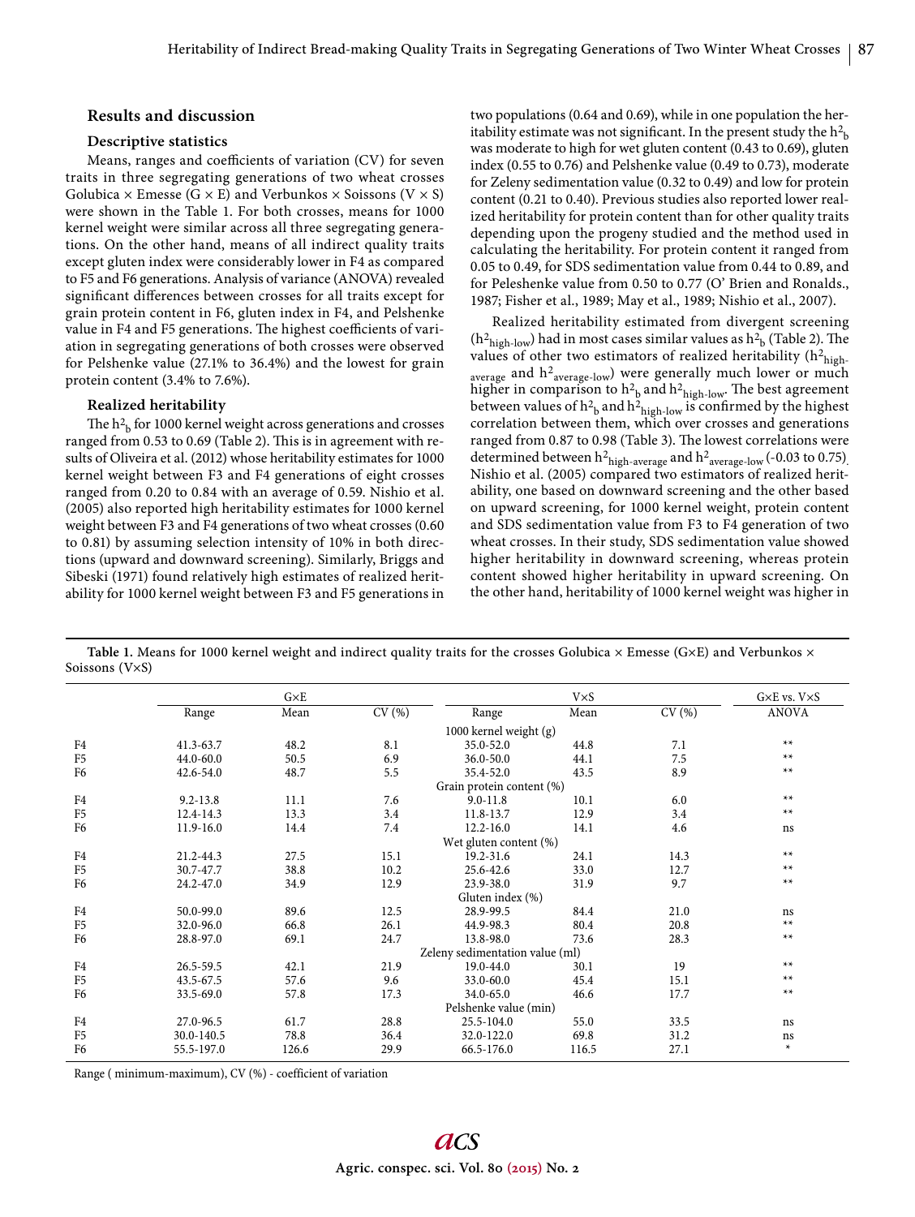## Results and discussion

### Descriptive statistics

Means, ranges and coefficients of variation (CV) for seven traits in three segregating generations of two wheat crosses Golubica × Emesse (G × E) and Verbunkos × Soissons (V × S) were shown in the Table 1. For both crosses, means for 1000 kernel weight were similar across all three segregating generations. On the other hand, means of all indirect quality traits except gluten index were considerably lower in F4 as compared to F5 and F6 generations. Analysis of variance (ANOVA) revealed significant differences between crosses for all traits except for grain protein content in F6, gluten index in F4, and Pelshenke value in F4 and F5 generations. The highest coefficients of variation in segregating generations of both crosses were observed for Pelshenke value (27.1% to 36.4%) and the lowest for grain protein content (3.4% to 7.6%).

### Realized heritability

The $h^2_b$ for 1000 kernel weight across generations and crosses ranged from 0.53 to 0.69 (Table 2). This is in agreement with results of Oliveira et al. (2012) whose heritability estimates for 1000 kernel weight between F3 and F4 generations of eight crosses ranged from 0.20 to 0.84 with an average of 0.59. Nishio et al. (2005) also reported high heritability estimates for 1000 kernel weight between F3 and F4 generations of two wheat crosses (0.60 to 0.81) by assuming selection intensity of 10% in both directions (upward and downward screening). Similarly, Briggs and Sibeski (1971) found relatively high estimates of realized heritability for 1000 kernel weight between F3 and F5 generations in two populations (0.64 and 0.69), while in one population the heritability estimate was not significant. In the present study the $h^2_b$ was moderate to high for wet gluten content (0.43 to 0.69), gluten index (0.55 to 0.76) and Pelshenke value (0.49 to 0.73), moderate for Zeleny sedimentation value (0.32 to 0.49) and low for protein content (0.21 to 0.40). Previous studies also reported lower realized heritability for protein content than for other quality traits depending upon the progeny studied and the method used in calculating the heritability. For protein content it ranged from 0.05 to 0.49, for SDS sedimentation value from 0.44 to 0.89, and for Peleshenke value from 0.50 to 0.77 (O' Brien and Ronalds., 1987; Fisher et al., 1989; May et al., 1989; Nishio et al., 2007).

Realized heritability estimated from divergent screening ($h^2_{high\text{-}low}$) had in most cases similar values as $h^2_b$ (Table 2). The values of other two estimators of realized heritability ($h^2_{high\text{-}average}$ and $h^2_{average\text{-}low}$) were generally much lower or much higher in comparison to $h^2_b$ and $h^2_{high\text{-}low}$. The best agreement between values of $h^2_b$ and $h^2_{high\text{-}low}$ is confirmed by the highest correlation between them, which over crosses and generations ranged from 0.87 to 0.98 (Table 3). The lowest correlations were determined between $h^2_{high\text{-}average}$ and $h^2_{average\text{-}low}$ (-0.03 to 0.75). Nishio et al. (2005) compared two estimators of realized heritability, one based on downward screening and the other based on upward screening, for 1000 kernel weight, protein content and SDS sedimentation value from F3 to F4 generation of two wheat crosses. In their study, SDS sedimentation value showed higher heritability in downward screening, whereas protein content showed higher heritability in upward screening. On the other hand, heritability of 1000 kernel weight was higher in

**Table 1.** Means for 1000 kernel weight and indirect quality traits for the crosses Golubica × Emesse (G×E) and Verbunkos × Soissons (V×S)

| | G×E | | | V×S | | | G×E vs. V×S |
|---|---|---|---|---|---|---|---|
| | Range | Mean | CV (%) | Range | Mean | CV (%) | ANOVA |
| | | | | 1000 kernel weight (g) | | | |
| F4 | 41.3-63.7 | 48.2 | 8.1 | 35.0-52.0 | 44.8 | 7.1 | ** |
| F5 | 44.0-60.0 | 50.5 | 6.9 | 36.0-50.0 | 44.1 | 7.5 | ** |
| F6 | 42.6-54.0 | 48.7 | 5.5 | 35.4-52.0 | 43.5 | 8.9 | ** |
| | | | | Grain protein content (%) | | | |
| F4 | 9.2-13.8 | 11.1 | 7.6 | 9.0-11.8 | 10.1 | 6.0 | ** |
| F5 | 12.4-14.3 | 13.3 | 3.4 | 11.8-13.7 | 12.9 | 3.4 | ** |
| F6 | 11.9-16.0 | 14.4 | 7.4 | 12.2-16.0 | 14.1 | 4.6 | ns |
| | | | | Wet gluten content (%) | | | |
| F4 | 21.2-44.3 | 27.5 | 15.1 | 19.2-31.6 | 24.1 | 14.3 | ** |
| F5 | 30.7-47.7 | 38.8 | 10.2 | 25.6-42.6 | 33.0 | 12.7 | ** |
| F6 | 24.2-47.0 | 34.9 | 12.9 | 23.9-38.0 | 31.9 | 9.7 | ** |
| | | | | Gluten index (%) | | | |
| F4 | 50.0-99.0 | 89.6 | 12.5 | 28.9-99.5 | 84.4 | 21.0 | ns |
| F5 | 32.0-96.0 | 66.8 | 26.1 | 44.9-98.3 | 80.4 | 20.8 | ** |
| F6 | 28.8-97.0 | 69.1 | 24.7 | 13.8-98.0 | 73.6 | 28.3 | ** |
| | | | | Zeleny sedimentation value (ml) | | | |
| F4 | 26.5-59.5 | 42.1 | 21.9 | 19.0-44.0 | 30.1 | 19 | ** |
| F5 | 43.5-67.5 | 57.6 | 9.6 | 33.0-60.0 | 45.4 | 15.1 | ** |
| F6 | 33.5-69.0 | 57.8 | 17.3 | 34.0-65.0 | 46.6 | 17.7 | ** |
| | | | | Pelshenke value (min) | | | |
| F4 | 27.0-96.5 | 61.7 | 28.8 | 25.5-104.0 | 55.0 | 33.5 | ns |
| F5 | 30.0-140.5 | 78.8 | 36.4 | 32.0-122.0 | 69.8 | 31.2 | ns |
| F6 | 55.5-197.0 | 126.6 | 29.9 | 66.5-176.0 | 116.5 | 27.1 | * |

Range ( minimum-maximum), CV (%) - coefficient of variation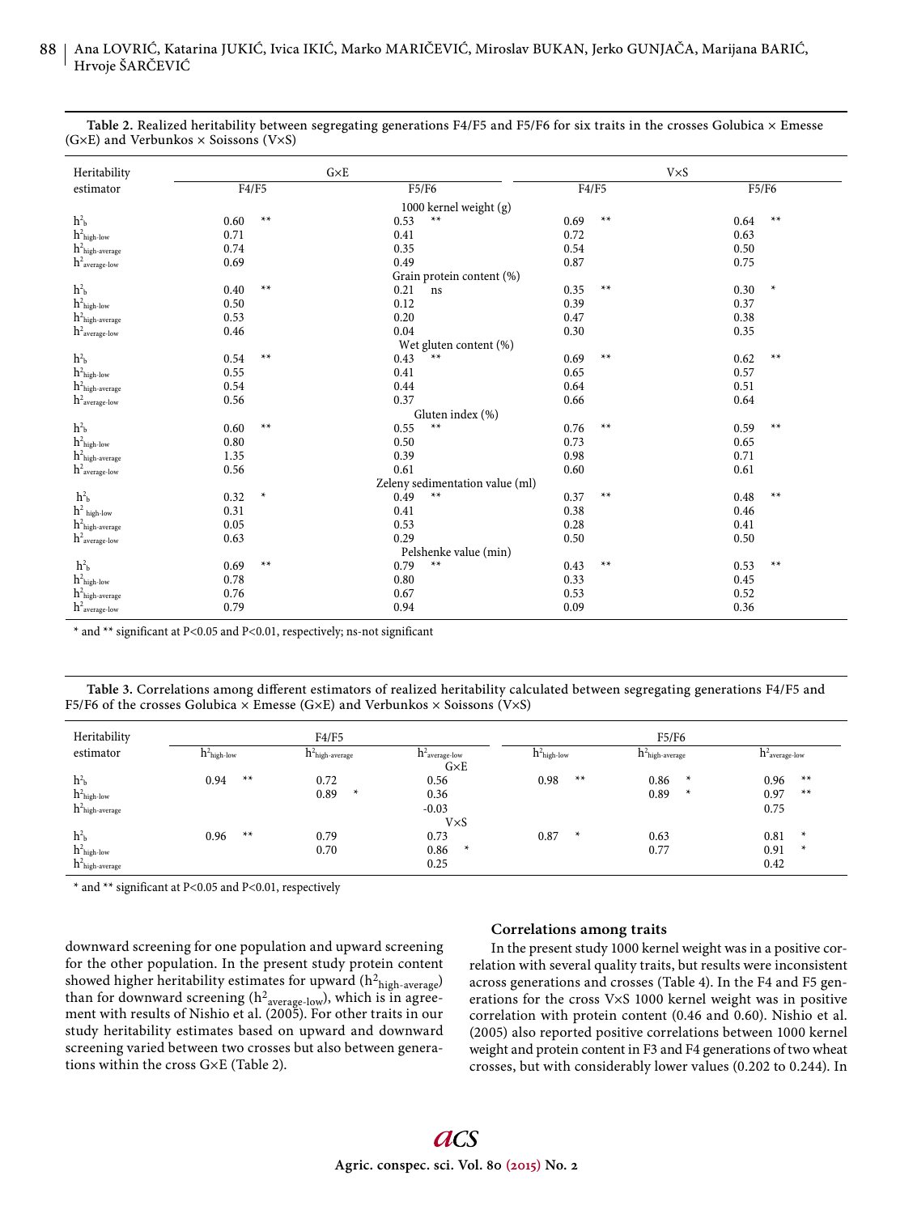**Table 2.** Realized heritability between segregating generations F4/F5 and F5/F6 for six traits in the crosses Golubica × Emesse (G×E) and Verbunkos × Soissons (V×S)

| Heritability estimator | G×E | | | | V×S | | | |
|---|---|---|---|---|---|---|---|---|
| | F4/F5 | | F5/F6 | | F4/F5 | | F5/F6 | |
| | | | 1000 kernel weight (g) | | | | | |
| $h^2_b$ | 0.60 | ** | 0.53 | ** | 0.69 | ** | 0.64 | ** |
| $h^2_{high\text{-}low}$ | 0.71 | | 0.41 | | 0.72 | | 0.63 | |
| $h^2_{high\text{-}average}$ | 0.74 | | 0.35 | | 0.54 | | 0.50 | |
| $h^2_{average\text{-}low}$ | 0.69 | | 0.49 | | 0.87 | | 0.75 | |
| | | | Grain protein content (%) | | | | | |
| $h^2_b$ | 0.40 | ** | 0.21 | ns | 0.35 | ** | 0.30 | * |
| $h^2_{high\text{-}low}$ | 0.50 | | 0.12 | | 0.39 | | 0.37 | |
| $h^2_{high\text{-}average}$ | 0.53 | | 0.20 | | 0.47 | | 0.38 | |
| $h^2_{average\text{-}low}$ | 0.46 | | 0.04 | | 0.30 | | 0.35 | |
| | | | Wet gluten content (%) | | | | | |
| $h^2_b$ | 0.54 | ** | 0.43 | ** | 0.69 | ** | 0.62 | ** |
| $h^2_{high\text{-}low}$ | 0.55 | | 0.41 | | 0.65 | | 0.57 | |
| $h^2_{high\text{-}average}$ | 0.54 | | 0.44 | | 0.64 | | 0.51 | |
| $h^2_{average\text{-}low}$ | 0.56 | | 0.37 | | 0.66 | | 0.64 | |
| | | | Gluten index (%) | | | | | |
| $h^2_b$ | 0.60 | ** | 0.55 | ** | 0.76 | ** | 0.59 | ** |
| $h^2_{high\text{-}low}$ | 0.80 | | 0.50 | | 0.73 | | 0.65 | |
| $h^2_{high\text{-}average}$ | 1.35 | | 0.39 | | 0.98 | | 0.71 | |
| $h^2_{average\text{-}low}$ | 0.56 | | 0.61 | | 0.60 | | 0.61 | |
| | | | Zeleny sedimentation value (ml) | | | | | |
| $h^2_b$ | 0.32 | * | 0.49 | ** | 0.37 | ** | 0.48 | ** |
| $h^2_{high\text{-}low}$ | 0.31 | | 0.41 | | 0.38 | | 0.46 | |
| $h^2_{high\text{-}average}$ | 0.05 | | 0.53 | | 0.28 | | 0.41 | |
| $h^2_{average\text{-}low}$ | 0.63 | | 0.29 | | 0.50 | | 0.50 | |
| | | | Pelshenke value (min) | | | | | |
| $h^2_b$ | 0.69 | ** | 0.79 | ** | 0.43 | ** | 0.53 | ** |
| $h^2_{high\text{-}low}$ | 0.78 | | 0.80 | | 0.33 | | 0.45 | |
| $h^2_{high\text{-}average}$ | 0.76 | | 0.67 | | 0.53 | | 0.52 | |
| $h^2_{average\text{-}low}$ | 0.79 | | 0.94 | | 0.09 | | 0.36 | |

* and ** significant at P<0.05 and P<0.01, respectively; ns-not significant

**Table 3.** Correlations among different estimators of realized heritability calculated between segregating generations F4/F5 and F5/F6 of the crosses Golubica × Emesse (G×E) and Verbunkos × Soissons (V×S)

| Heritability estimator | F4/F5 | | | F5/F6 | | |
|---|---|---|---|---|---|---|
| | $h^2_{high\text{-}low}$ | $h^2_{high\text{-}average}$ | $h^2_{average\text{-}low}$ | $h^2_{high\text{-}low}$ | $h^2_{high\text{-}average}$ | $h^2_{average\text{-}low}$ |
| | | | G×E | | | |
| $h^2_b$ | 0.94 ** | 0.72 | 0.56 | 0.98 ** | 0.86 * | 0.96 ** |
| $h^2_{high\text{-}low}$ | | 0.89 * | 0.36 | | 0.89 * | 0.97 ** |
| $h^2_{high\text{-}average}$ | | | -0.03 | | | 0.75 |
| | | | V×S | | | |
| $h^2_b$ | 0.96 ** | 0.79 | 0.73 | 0.87 * | 0.63 | 0.81 * |
| $h^2_{high\text{-}low}$ | | 0.70 | 0.86 * | | 0.77 | 0.91 * |
| $h^2_{high\text{-}average}$ | | | 0.25 | | | 0.42 |

* and ** significant at P<0.05 and P<0.01, respectively

downward screening for one population and upward screening for the other population. In the present study protein content showed higher heritability estimates for upward ($h^2_{high\text{-}average}$) than for downward screening ($h^2_{average\text{-}low}$), which is in agreement with results of Nishio et al. (2005). For other traits in our study heritability estimates based on upward and downward screening varied between two crosses but also between generations within the cross G×E (Table 2).

### Correlations among traits

In the present study 1000 kernel weight was in a positive correlation with several quality traits, but results were inconsistent across generations and crosses (Table 4). In the F4 and F5 generations for the cross V×S 1000 kernel weight was in positive correlation with protein content (0.46 and 0.60). Nishio et al. (2005) also reported positive correlations between 1000 kernel weight and protein content in F3 and F4 generations of two wheat crosses, but with considerably lower values (0.202 to 0.244). In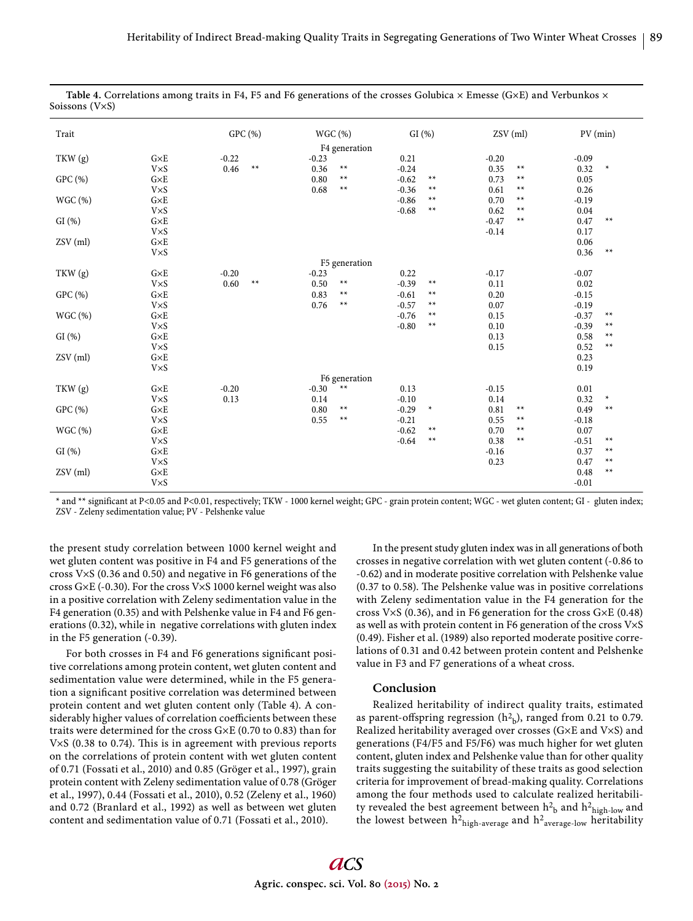**Table 4.** Correlations among traits in F4, F5 and F6 generations of the crosses Golubica × Emesse (G×E) and Verbunkos × Soissons (V×S)

| Trait | | GPC (%) | WGC (%) | GI (%) | ZSV (ml) | PV (min) |
|---|---|---|---|---|---|---|
| | | | F4 generation | | | |
| TKW (g) | G×E | -0.22 | -0.23 | 0.21 | -0.20 | -0.09 |
| | V×S | 0.46 ** | 0.36 ** | -0.24 | 0.35 ** | 0.32 * |
| GPC (%) | G×E | | 0.80 ** | -0.62 ** | 0.73 ** | 0.05 |
| | V×S | | 0.68 ** | -0.36 ** | 0.61 ** | 0.26 |
| WGC (%) | G×E | | | -0.86 ** | 0.70 ** | -0.19 |
| | V×S | | | -0.68 ** | 0.62 ** | 0.04 |
| GI (%) | G×E | | | | -0.47 ** | 0.47 ** |
| | V×S | | | | -0.14 | 0.17 |
| ZSV (ml) | G×E | | | | | 0.06 |
| | V×S | | | | | 0.36 ** |
| | | | F5 generation | | | |
| TKW (g) | G×E | -0.20 | -0.23 | 0.22 | -0.17 | -0.07 |
| | V×S | 0.60 ** | 0.50 ** | -0.39 ** | 0.11 | 0.02 |
| GPC (%) | G×E | | 0.83 ** | -0.61 ** | 0.20 | -0.15 |
| | V×S | | 0.76 ** | -0.57 ** | 0.07 | -0.19 |
| WGC (%) | G×E | | | -0.76 ** | 0.15 | -0.37 ** |
| | V×S | | | -0.80 ** | 0.10 | -0.39 ** |
| GI (%) | G×E | | | | 0.13 | 0.58 ** |
| | V×S | | | | 0.15 | 0.52 ** |
| ZSV (ml) | G×E | | | | | 0.23 |
| | V×S | | | | | 0.19 |
| | | | F6 generation | | | |
| TKW (g) | G×E | -0.20 | -0.30 ** | 0.13 | -0.15 | 0.01 |
| | V×S | 0.13 | 0.14 | -0.10 | 0.14 | 0.32 * |
| GPC (%) | G×E | | 0.80 ** | -0.29 * | 0.81 ** | 0.49 ** |
| | V×S | | 0.55 ** | -0.21 | 0.55 ** | -0.18 |
| WGC (%) | G×E | | | -0.62 ** | 0.70 ** | 0.07 |
| | V×S | | | -0.64 ** | 0.38 ** | -0.51 ** |
| GI (%) | G×E | | | | -0.16 | 0.37 ** |
| | V×S | | | | 0.23 | 0.47 ** |
| ZSV (ml) | G×E | | | | | 0.48 ** |
| | V×S | | | | | -0.01 |

* and ** significant at P<0.05 and P<0.01, respectively; TKW - 1000 kernel weight; GPC - grain protein content; WGC - wet gluten content; GI - gluten index; ZSV - Zeleny sedimentation value; PV - Pelshenke value

the present study correlation between 1000 kernel weight and wet gluten content was positive in F4 and F5 generations of the cross V×S (0.36 and 0.50) and negative in F6 generations of the cross G×E (-0.30). For the cross V×S 1000 kernel weight was also in a positive correlation with Zeleny sedimentation value in the F4 generation (0.35) and with Pelshenke value in F4 and F6 generations (0.32), while in negative correlations with gluten index in the F5 generation (-0.39).

For both crosses in F4 and F6 generations significant positive correlations among protein content, wet gluten content and sedimentation value were determined, while in the F5 generation a significant positive correlation was determined between protein content and wet gluten content only (Table 4). A considerably higher values of correlation coefficients between these traits were determined for the cross G×E (0.70 to 0.83) than for V×S (0.38 to 0.74). This is in agreement with previous reports on the correlations of protein content with wet gluten content of 0.71 (Fossati et al., 2010) and 0.85 (Gröger et al., 1997), grain protein content with Zeleny sedimentation value of 0.78 (Gröger et al., 1997), 0.44 (Fossati et al., 2010), 0.52 (Zeleny et al., 1960) and 0.72 (Branlard et al., 1992) as well as between wet gluten content and sedimentation value of 0.71 (Fossati et al., 2010).

In the present study gluten index was in all generations of both crosses in negative correlation with wet gluten content (-0.86 to -0.62) and in moderate positive correlation with Pelshenke value (0.37 to 0.58). The Pelshenke value was in positive correlations with Zeleny sedimentation value in the F4 generation for the cross V×S (0.36), and in F6 generation for the cross G×E (0.48) as well as with protein content in F6 generation of the cross V×S (0.49). Fisher et al. (1989) also reported moderate positive correlations of 0.31 and 0.42 between protein content and Pelshenke value in F3 and F7 generations of a wheat cross.

## Conclusion

Realized heritability of indirect quality traits, estimated as parent-offspring regression ($h^2_b$), ranged from 0.21 to 0.79. Realized heritability averaged over crosses (G×E and V×S) and generations (F4/F5 and F5/F6) was much higher for wet gluten content, gluten index and Pelshenke value than for other quality traits suggesting the suitability of these traits as good selection criteria for improvement of bread-making quality. Correlations among the four methods used to calculate realized heritability revealed the best agreement between $h^2_b$ and $h^2_{high\text{-}low}$ and the lowest between $h^2_{high\text{-}average}$ and $h^2_{average\text{-}low}$ heritability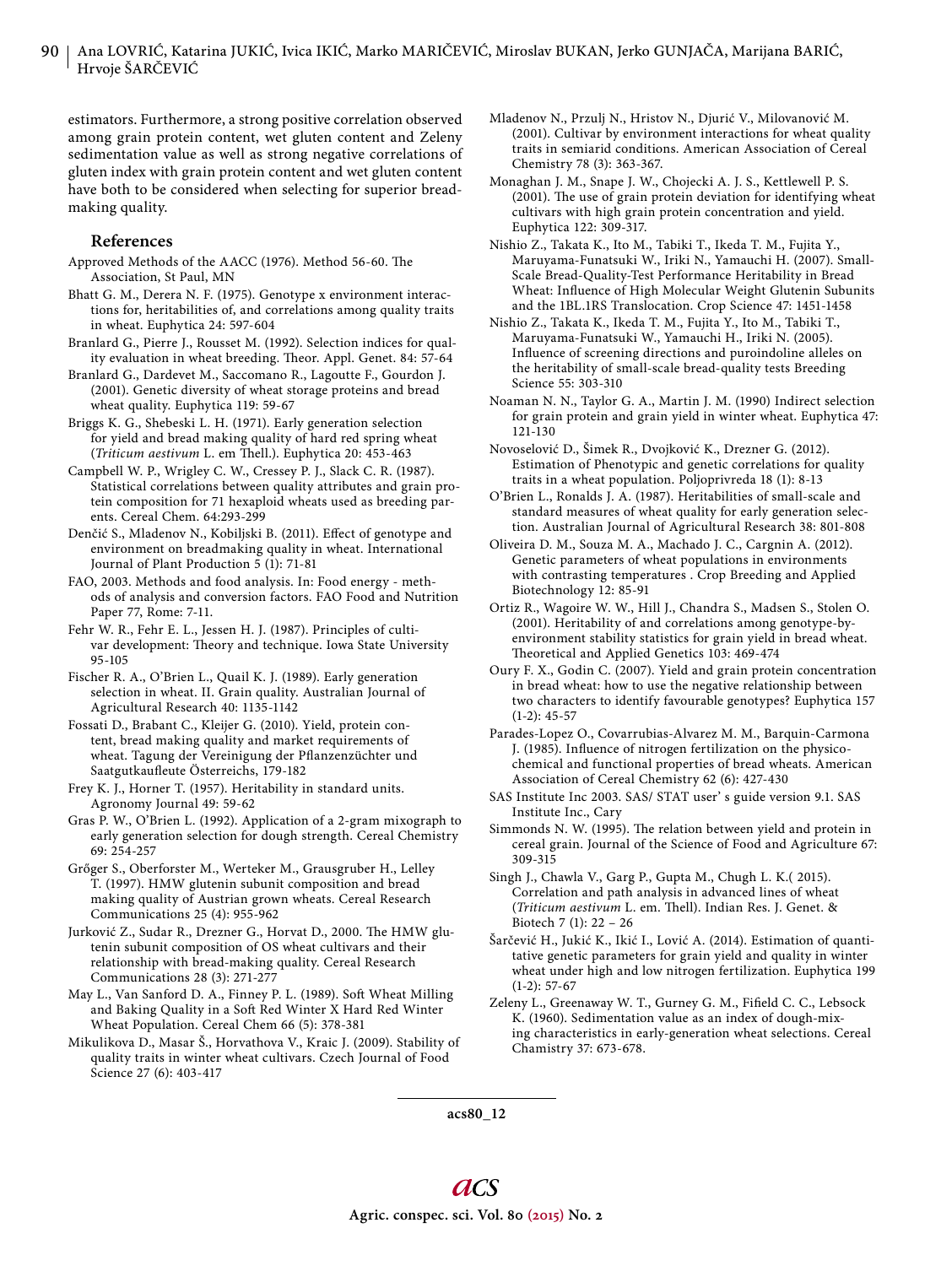estimators. Furthermore, a strong positive correlation observed among grain protein content, wet gluten content and Zeleny sedimentation value as well as strong negative correlations of gluten index with grain protein content and wet gluten content have both to be considered when selecting for superior bread-making quality.

## References

Approved Methods of the AACC (1976). Method 56-60. The Association, St Paul, MN

Bhatt G. M., Derera N. F. (1975). Genotype x environment interactions for, heritabilities of, and correlations among quality traits in wheat. Euphytica 24: 597-604

Branlard G., Pierre J., Rousset M. (1992). Selection indices for quality evaluation in wheat breeding. Theor. Appl. Genet. 84: 57-64

Branlard G., Dardevet M., Saccomano R., Lagoutte F., Gourdon J. (2001). Genetic diversity of wheat storage proteins and bread wheat quality. Euphytica 119: 59-67

Briggs K. G., Shebeski L. H. (1971). Early generation selection for yield and bread making quality of hard red spring wheat (*Triticum aestivum* L. em Thell.). Euphytica 20: 453-463

Campbell W. P., Wrigley C. W., Cressey P. J., Slack C. R. (1987). Statistical correlations between quality attributes and grain protein composition for 71 hexaploid wheats used as breeding parents. Cereal Chem. 64:293-299

Denčić S., Mladenov N., Kobiljski B. (2011). Effect of genotype and environment on breadmaking quality in wheat. International Journal of Plant Production 5 (1): 71-81

FAO, 2003. Methods and food analysis. In: Food energy - methods of analysis and conversion factors. FAO Food and Nutrition Paper 77, Rome: 7-11.

Fehr W. R., Fehr E. L., Jessen H. J. (1987). Principles of cultivar development: Theory and technique. Iowa State University 95-105

Fischer R. A., O'Brien L., Quail K. J. (1989). Early generation selection in wheat. II. Grain quality. Australian Journal of Agricultural Research 40: 1135-1142

Fossati D., Brabant C., Kleijer G. (2010). Yield, protein content, bread making quality and market requirements of wheat. Tagung der Vereinigung der Pflanzenzüchter und Saatgutkaufleute Österreichs, 179-182

Frey K. J., Horner T. (1957). Heritability in standard units. Agronomy Journal 49: 59-62

Gras P. W., O'Brien L. (1992). Application of a 2-gram mixograph to early generation selection for dough strength. Cereal Chemistry 69: 254-257

Grőger S., Oberforster M., Werteker M., Grausgruber H., Lelley T. (1997). HMW glutenin subunit composition and bread making quality of Austrian grown wheats. Cereal Research Communications 25 (4): 955-962

Jurković Z., Sudar R., Drezner G., Horvat D., 2000. The HMW glutenin subunit composition of OS wheat cultivars and their relationship with bread-making quality. Cereal Research Communications 28 (3): 271-277

May L., Van Sanford D. A., Finney P. L. (1989). Soft Wheat Milling and Baking Quality in a Soft Red Winter X Hard Red Winter Wheat Population. Cereal Chem 66 (5): 378-381

Mikulikova D., Masar Š., Horvathova V., Kraic J. (2009). Stability of quality traits in winter wheat cultivars. Czech Journal of Food Science 27 (6): 403-417

Mladenov N., Przulj N., Hristov N., Djurić V., Milovanović M. (2001). Cultivar by environment interactions for wheat quality traits in semiarid conditions. American Association of Cereal Chemistry 78 (3): 363-367.

Monaghan J. M., Snape J. W., Chojecki A. J. S., Kettlewell P. S. (2001). The use of grain protein deviation for identifying wheat cultivars with high grain protein concentration and yield. Euphytica 122: 309-317.

Nishio Z., Takata K., Ito M., Tabiki T., Ikeda T. M., Fujita Y., Maruyama-Funatsuki W., Iriki N., Yamauchi H. (2007). Small-Scale Bread-Quality-Test Performance Heritability in Bread Wheat: Influence of High Molecular Weight Glutenin Subunits and the 1BL.1RS Translocation. Crop Science 47: 1451-1458

Nishio Z., Takata K., Ikeda T. M., Fujita Y., Ito M., Tabiki T., Maruyama-Funatsuki W., Yamauchi H., Iriki N. (2005). Influence of screening directions and puroindoline alleles on the heritability of small-scale bread-quality tests Breeding Science 55: 303-310

Noaman N. N., Taylor G. A., Martin J. M. (1990) Indirect selection for grain protein and grain yield in winter wheat. Euphytica 47: 121-130

Novoselović D., Šimek R., Dvojković K., Drezner G. (2012). Estimation of Phenotypic and genetic correlations for quality traits in a wheat population. Poljoprivreda 18 (1): 8-13

O'Brien L., Ronalds J. A. (1987). Heritabilities of small-scale and standard measures of wheat quality for early generation selection. Australian Journal of Agricultural Research 38: 801-808

Oliveira D. M., Souza M. A., Machado J. C., Cargnin A. (2012). Genetic parameters of wheat populations in environments with contrasting temperatures . Crop Breeding and Applied Biotechnology 12: 85-91

Ortiz R., Wagoire W. W., Hill J., Chandra S., Madsen S., Stolen O. (2001). Heritability of and correlations among genotype-by-environment stability statistics for grain yield in bread wheat. Theoretical and Applied Genetics 103: 469-474

Oury F. X., Godin C. (2007). Yield and grain protein concentration in bread wheat: how to use the negative relationship between two characters to identify favourable genotypes? Euphytica 157 (1-2): 45-57

Parades-Lopez O., Covarrubias-Alvarez M. M., Barquin-Carmona J. (1985). Influence of nitrogen fertilization on the physicochemical and functional properties of bread wheats. American Association of Cereal Chemistry 62 (6): 427-430

SAS Institute Inc 2003. SAS/ STAT user' s guide version 9.1. SAS Institute Inc., Cary

Simmonds N. W. (1995). The relation between yield and protein in cereal grain. Journal of the Science of Food and Agriculture 67: 309-315

Singh J., Chawla V., Garg P., Gupta M., Chugh L. K.( 2015). Correlation and path analysis in advanced lines of wheat (*Triticum aestivum* L. em. Thell). Indian Res. J. Genet. & Biotech 7 (1): 22 – 26

Šarčević H., Jukić K., Ikić I., Lović A. (2014). Estimation of quantitative genetic parameters for grain yield and quality in winter wheat under high and low nitrogen fertilization. Euphytica 199 (1-2): 57-67

Zeleny L., Greenaway W. T., Gurney G. M., Fifield C. C., Lebsock K. (1960). Sedimentation value as an index of dough-mixing characteristics in early-generation wheat selections. Cereal Chamistry 37: 673-678.

acs80_12